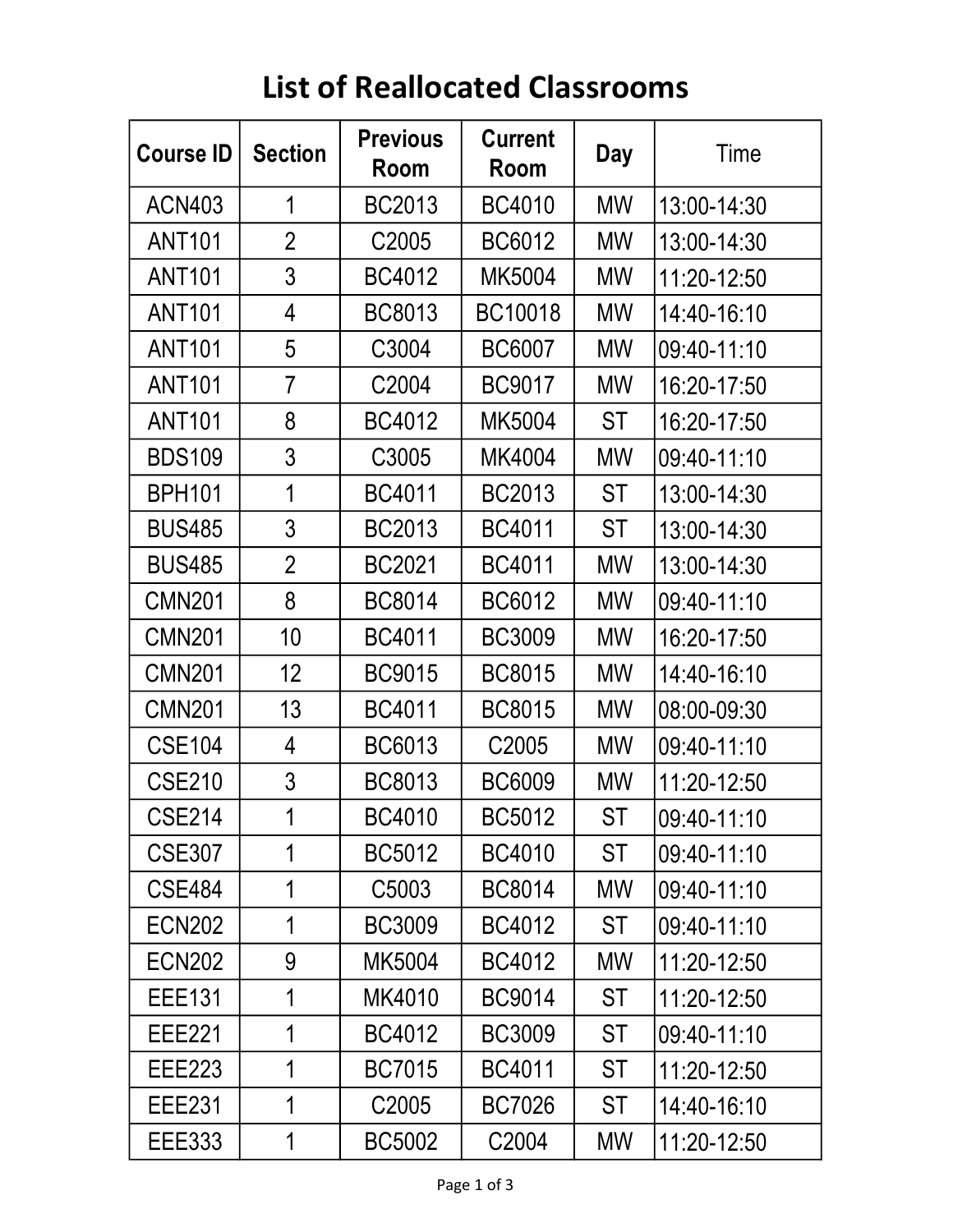# List of Reallocated Classrooms

| Course ID | Section | Previous Room | Current Room | Day | Time |
|---|---|---|---|---|---|
| ACN403 | 1 | BC2013 | BC4010 | MW | 13:00-14:30 |
| ANT101 | 2 | C2005 | BC6012 | MW | 13:00-14:30 |
| ANT101 | 3 | BC4012 | MK5004 | MW | 11:20-12:50 |
| ANT101 | 4 | BC8013 | BC10018 | MW | 14:40-16:10 |
| ANT101 | 5 | C3004 | BC6007 | MW | 09:40-11:10 |
| ANT101 | 7 | C2004 | BC9017 | MW | 16:20-17:50 |
| ANT101 | 8 | BC4012 | MK5004 | ST | 16:20-17:50 |
| BDS109 | 3 | C3005 | MK4004 | MW | 09:40-11:10 |
| BPH101 | 1 | BC4011 | BC2013 | ST | 13:00-14:30 |
| BUS485 | 3 | BC2013 | BC4011 | ST | 13:00-14:30 |
| BUS485 | 2 | BC2021 | BC4011 | MW | 13:00-14:30 |
| CMN201 | 8 | BC8014 | BC6012 | MW | 09:40-11:10 |
| CMN201 | 10 | BC4011 | BC3009 | MW | 16:20-17:50 |
| CMN201 | 12 | BC9015 | BC8015 | MW | 14:40-16:10 |
| CMN201 | 13 | BC4011 | BC8015 | MW | 08:00-09:30 |
| CSE104 | 4 | BC6013 | C2005 | MW | 09:40-11:10 |
| CSE210 | 3 | BC8013 | BC6009 | MW | 11:20-12:50 |
| CSE214 | 1 | BC4010 | BC5012 | ST | 09:40-11:10 |
| CSE307 | 1 | BC5012 | BC4010 | ST | 09:40-11:10 |
| CSE484 | 1 | C5003 | BC8014 | MW | 09:40-11:10 |
| ECN202 | 1 | BC3009 | BC4012 | ST | 09:40-11:10 |
| ECN202 | 9 | MK5004 | BC4012 | MW | 11:20-12:50 |
| EEE131 | 1 | MK4010 | BC9014 | ST | 11:20-12:50 |
| EEE221 | 1 | BC4012 | BC3009 | ST | 09:40-11:10 |
| EEE223 | 1 | BC7015 | BC4011 | ST | 11:20-12:50 |
| EEE231 | 1 | C2005 | BC7026 | ST | 14:40-16:10 |
| EEE333 | 1 | BC5002 | C2004 | MW | 11:20-12:50 |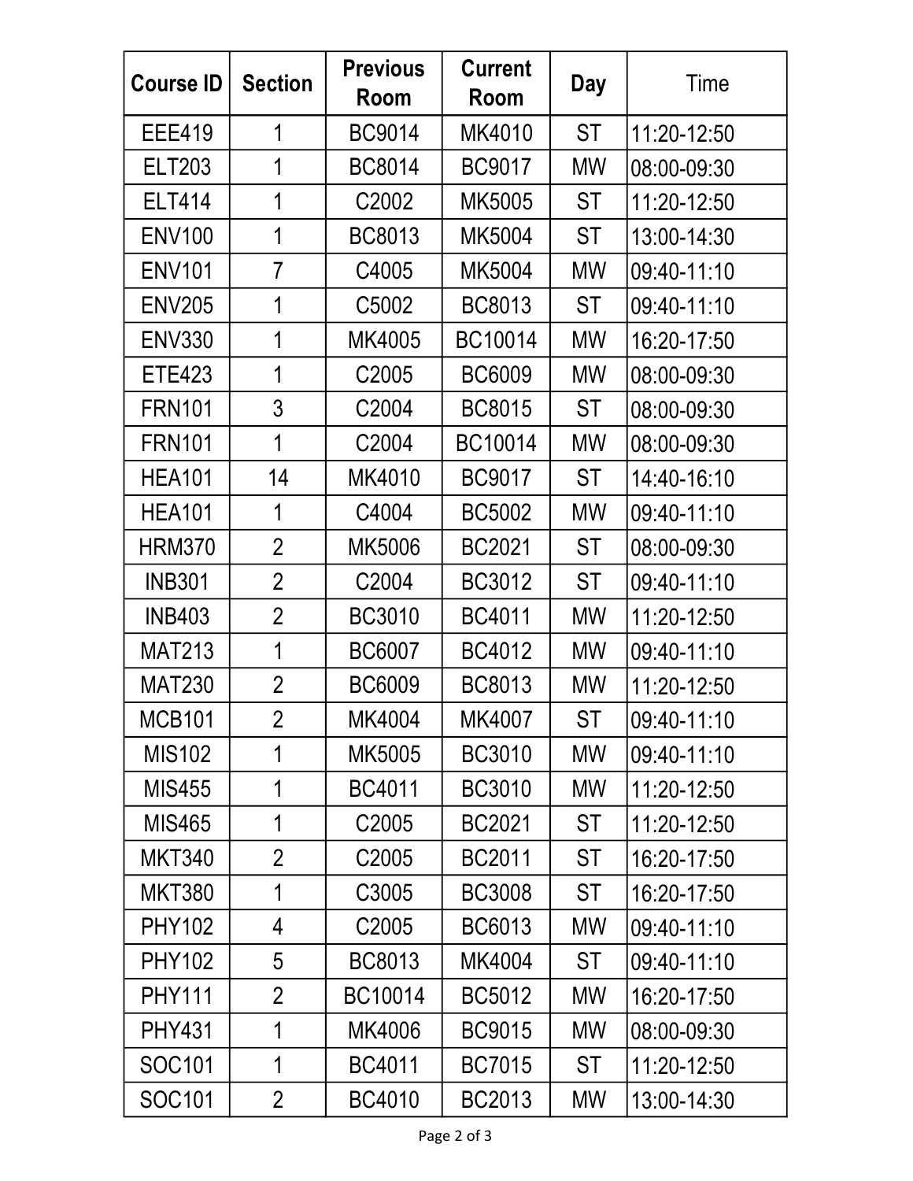| Course ID | Section | Previous Room | Current Room | Day | Time |
|---|---|---|---|---|---|
| EEE419 | 1 | BC9014 | MK4010 | ST | 11:20-12:50 |
| ELT203 | 1 | BC8014 | BC9017 | MW | 08:00-09:30 |
| ELT414 | 1 | C2002 | MK5005 | ST | 11:20-12:50 |
| ENV100 | 1 | BC8013 | MK5004 | ST | 13:00-14:30 |
| ENV101 | 7 | C4005 | MK5004 | MW | 09:40-11:10 |
| ENV205 | 1 | C5002 | BC8013 | ST | 09:40-11:10 |
| ENV330 | 1 | MK4005 | BC10014 | MW | 16:20-17:50 |
| ETE423 | 1 | C2005 | BC6009 | MW | 08:00-09:30 |
| FRN101 | 3 | C2004 | BC8015 | ST | 08:00-09:30 |
| FRN101 | 1 | C2004 | BC10014 | MW | 08:00-09:30 |
| HEA101 | 14 | MK4010 | BC9017 | ST | 14:40-16:10 |
| HEA101 | 1 | C4004 | BC5002 | MW | 09:40-11:10 |
| HRM370 | 2 | MK5006 | BC2021 | ST | 08:00-09:30 |
| INB301 | 2 | C2004 | BC3012 | ST | 09:40-11:10 |
| INB403 | 2 | BC3010 | BC4011 | MW | 11:20-12:50 |
| MAT213 | 1 | BC6007 | BC4012 | MW | 09:40-11:10 |
| MAT230 | 2 | BC6009 | BC8013 | MW | 11:20-12:50 |
| MCB101 | 2 | MK4004 | MK4007 | ST | 09:40-11:10 |
| MIS102 | 1 | MK5005 | BC3010 | MW | 09:40-11:10 |
| MIS455 | 1 | BC4011 | BC3010 | MW | 11:20-12:50 |
| MIS465 | 1 | C2005 | BC2021 | ST | 11:20-12:50 |
| MKT340 | 2 | C2005 | BC2011 | ST | 16:20-17:50 |
| MKT380 | 1 | C3005 | BC3008 | ST | 16:20-17:50 |
| PHY102 | 4 | C2005 | BC6013 | MW | 09:40-11:10 |
| PHY102 | 5 | BC8013 | MK4004 | ST | 09:40-11:10 |
| PHY111 | 2 | BC10014 | BC5012 | MW | 16:20-17:50 |
| PHY431 | 1 | MK4006 | BC9015 | MW | 08:00-09:30 |
| SOC101 | 1 | BC4011 | BC7015 | ST | 11:20-12:50 |
| SOC101 | 2 | BC4010 | BC2013 | MW | 13:00-14:30 |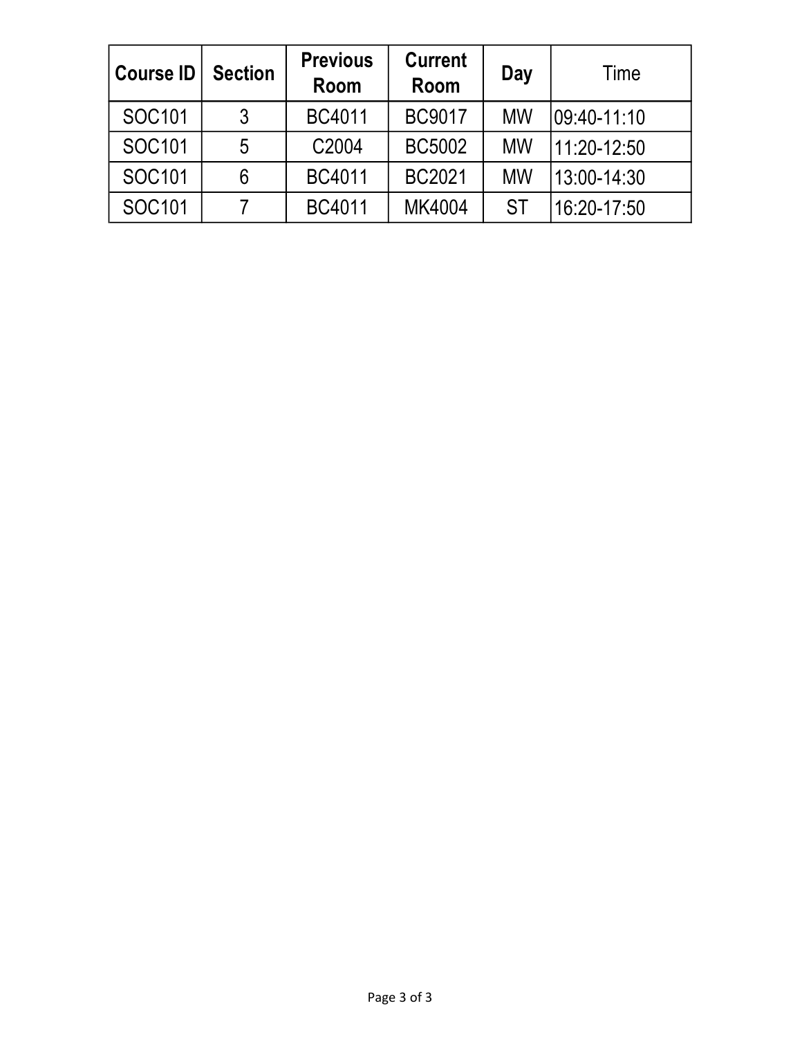| Course ID | Section | Previous Room | Current Room | Day | Time |
|---|---|---|---|---|---|
| SOC101 | 3 | BC4011 | BC9017 | MW | 09:40-11:10 |
| SOC101 | 5 | C2004 | BC5002 | MW | 11:20-12:50 |
| SOC101 | 6 | BC4011 | BC2021 | MW | 13:00-14:30 |
| SOC101 | 7 | BC4011 | MK4004 | ST | 16:20-17:50 |